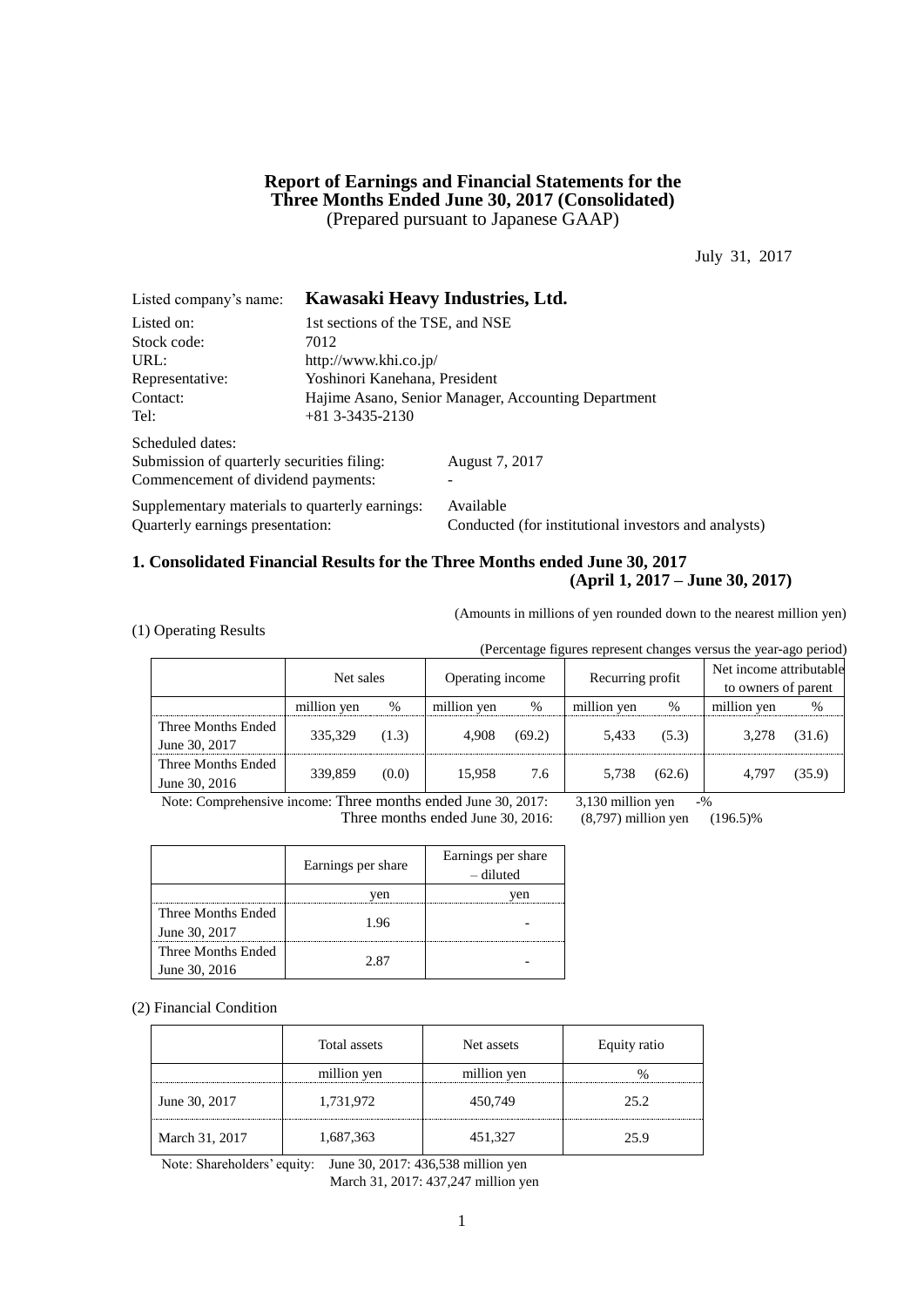# Report of Earnings and Financial Statements for the Three Months Ended June 30, 2017 (Consolidated)

(Prepared pursuant to Japanese GAAP)

July 31, 2017

Listed company's name: **Kawasaki Heavy Industries, Ltd.**

Listed on: 1st sections of the TSE, and NSE
Stock code: 7012
URL: http://www.khi.co.jp/
Representative: Yoshinori Kanehana, President
Contact: Hajime Asano, Senior Manager, Accounting Department
Tel: +81 3-3435-2130

Scheduled dates:
Submission of quarterly securities filing: August 7, 2017
Commencement of dividend payments: -

Supplementary materials to quarterly earnings: Available
Quarterly earnings presentation: Conducted (for institutional investors and analysts)

## 1. Consolidated Financial Results for the Three Months ended June 30, 2017 (April 1, 2017 – June 30, 2017)

(Amounts in millions of yen rounded down to the nearest million yen)

(1) Operating Results

(Percentage figures represent changes versus the year-ago period)

| | Net sales | | Operating income | | Recurring profit | | Net income attributable to owners of parent | |
|---|---|---|---|---|---|---|---|---|
| | million yen | % | million yen | % | million yen | % | million yen | % |
| Three Months Ended June 30, 2017 | 335,329 | (1.3) | 4,908 | (69.2) | 5,433 | (5.3) | 3,278 | (31.6) |
| Three Months Ended June 30, 2016 | 339,859 | (0.0) | 15,958 | 7.6 | 5,738 | (62.6) | 4,797 | (35.9) |

Note: Comprehensive income: Three months ended June 30, 2017: 3,130 million yen -%
Three months ended June 30, 2016: (8,797) million yen (196.5)%

| | Earnings per share | Earnings per share – diluted |
|---|---|---|
| | yen | yen |
| Three Months Ended June 30, 2017 | 1.96 | - |
| Three Months Ended June 30, 2016 | 2.87 | - |

(2) Financial Condition

| | Total assets | Net assets | Equity ratio |
|---|---|---|---|
| | million yen | million yen | % |
| June 30, 2017 | 1,731,972 | 450,749 | 25.2 |
| March 31, 2017 | 1,687,363 | 451,327 | 25.9 |

Note: Shareholders' equity: June 30, 2017: 436,538 million yen
March 31, 2017: 437,247 million yen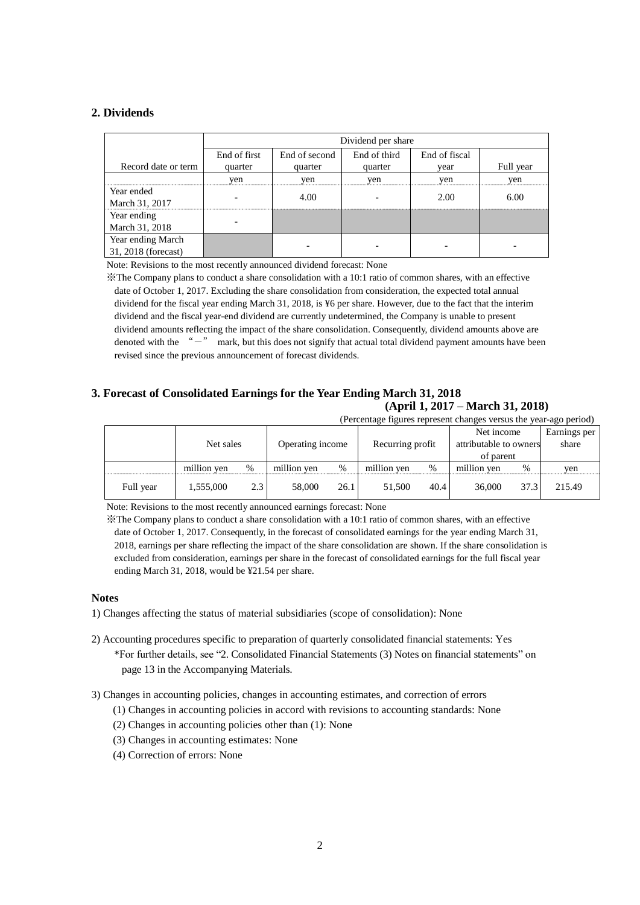## 2. Dividends

| Record date or term | Dividend per share | | | | |
|---|---|---|---|---|---|
| | End of first quarter | End of second quarter | End of third quarter | End of fiscal year | Full year |
| | yen | yen | yen | yen | yen |
| Year ended March 31, 2017 | - | 4.00 | - | 2.00 | 6.00 |
| Year ending March 31, 2018 | - | | | | |
| Year ending March 31, 2018 (forecast) | | - | - | - | - |

Note: Revisions to the most recently announced dividend forecast: None

※The Company plans to conduct a share consolidation with a 10:1 ratio of common shares, with an effective date of October 1, 2017. Excluding the share consolidation from consideration, the expected total annual dividend for the fiscal year ending March 31, 2018, is ¥6 per share. However, due to the fact that the interim dividend and the fiscal year-end dividend are currently undetermined, the Company is unable to present dividend amounts reflecting the impact of the share consolidation. Consequently, dividend amounts above are denoted with the "－" mark, but this does not signify that actual total dividend payment amounts have been revised since the previous announcement of forecast dividends.

## 3. Forecast of Consolidated Earnings for the Year Ending March 31, 2018 (April 1, 2017 – March 31, 2018)

(Percentage figures represent changes versus the year-ago period)

| | Net sales | | Operating income | | Recurring profit | | Net income attributable to owners of parent | | Earnings per share |
|---|---|---|---|---|---|---|---|---|---|
| | million yen | % | million yen | % | million yen | % | million yen | % | yen |
| Full year | 1,555,000 | 2.3 | 58,000 | 26.1 | 51,500 | 40.4 | 36,000 | 37.3 | 215.49 |

Note: Revisions to the most recently announced earnings forecast: None

※The Company plans to conduct a share consolidation with a 10:1 ratio of common shares, with an effective date of October 1, 2017. Consequently, in the forecast of consolidated earnings for the year ending March 31, 2018, earnings per share reflecting the impact of the share consolidation are shown. If the share consolidation is excluded from consideration, earnings per share in the forecast of consolidated earnings for the full fiscal year ending March 31, 2018, would be ¥21.54 per share.

### Notes

1) Changes affecting the status of material subsidiaries (scope of consolidation): None

2) Accounting procedures specific to preparation of quarterly consolidated financial statements: Yes
   *For further details, see "2. Consolidated Financial Statements (3) Notes on financial statements" on page 13 in the Accompanying Materials.

3) Changes in accounting policies, changes in accounting estimates, and correction of errors
   (1) Changes in accounting policies in accord with revisions to accounting standards: None
   (2) Changes in accounting policies other than (1): None
   (3) Changes in accounting estimates: None
   (4) Correction of errors: None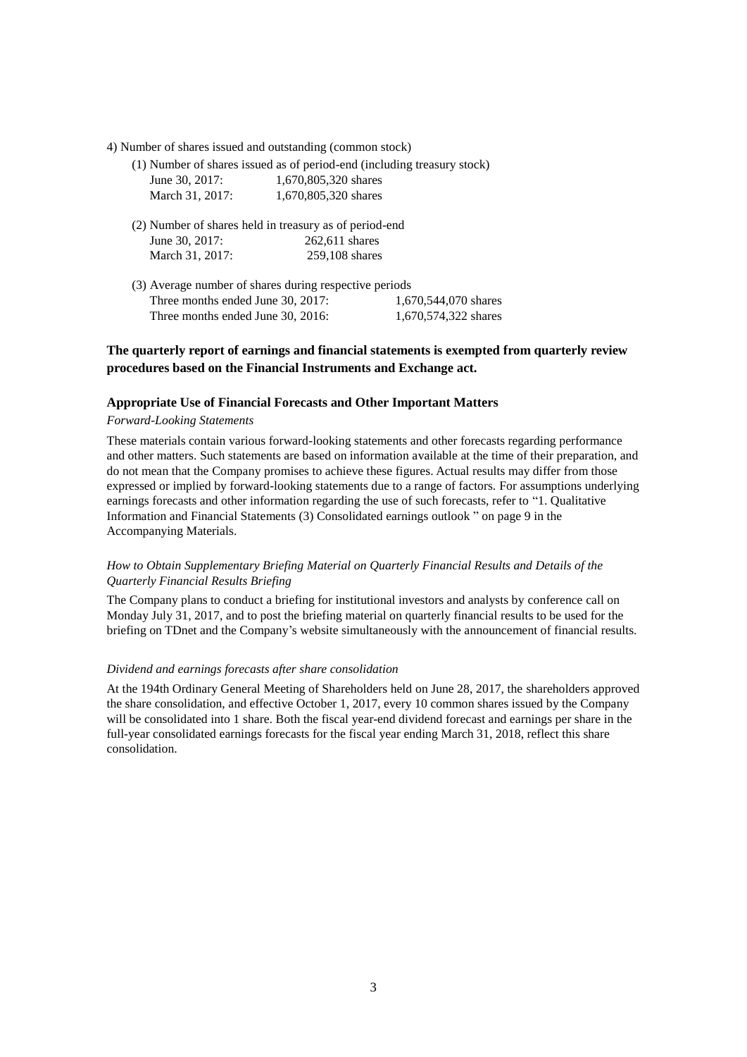4) Number of shares issued and outstanding (common stock)

(1) Number of shares issued as of period-end (including treasury stock)

| | |
|---|---|
| June 30, 2017: | 1,670,805,320 shares |
| March 31, 2017: | 1,670,805,320 shares |

(2) Number of shares held in treasury as of period-end

| | |
|---|---|
| June 30, 2017: | 262,611 shares |
| March 31, 2017: | 259,108 shares |

(3) Average number of shares during respective periods

| | |
|---|---|
| Three months ended June 30, 2017: | 1,670,544,070 shares |
| Three months ended June 30, 2016: | 1,670,574,322 shares |

**The quarterly report of earnings and financial statements is exempted from quarterly review procedures based on the Financial Instruments and Exchange act.**

**Appropriate Use of Financial Forecasts and Other Important Matters**

*Forward-Looking Statements*

These materials contain various forward-looking statements and other forecasts regarding performance and other matters. Such statements are based on information available at the time of their preparation, and do not mean that the Company promises to achieve these figures. Actual results may differ from those expressed or implied by forward-looking statements due to a range of factors. For assumptions underlying earnings forecasts and other information regarding the use of such forecasts, refer to "1. Qualitative Information and Financial Statements (3) Consolidated earnings outlook " on page 9 in the Accompanying Materials.

*How to Obtain Supplementary Briefing Material on Quarterly Financial Results and Details of the Quarterly Financial Results Briefing*

The Company plans to conduct a briefing for institutional investors and analysts by conference call on Monday July 31, 2017, and to post the briefing material on quarterly financial results to be used for the briefing on TDnet and the Company's website simultaneously with the announcement of financial results.

*Dividend and earnings forecasts after share consolidation*

At the 194th Ordinary General Meeting of Shareholders held on June 28, 2017, the shareholders approved the share consolidation, and effective October 1, 2017, every 10 common shares issued by the Company will be consolidated into 1 share. Both the fiscal year-end dividend forecast and earnings per share in the full-year consolidated earnings forecasts for the fiscal year ending March 31, 2018, reflect this share consolidation.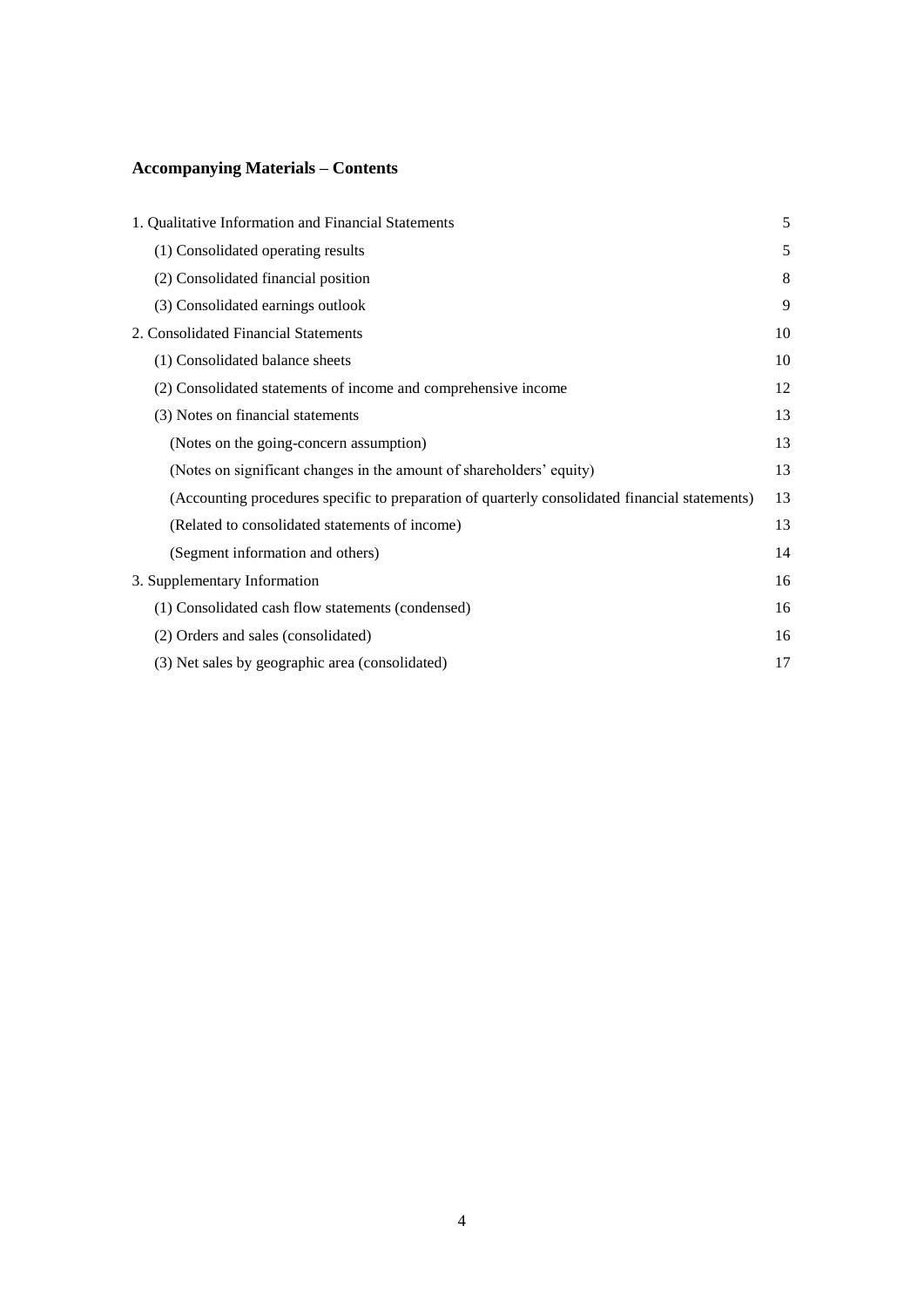## Accompanying Materials – Contents

| | |
|---|---|
| 1. Qualitative Information and Financial Statements | 5 |
| (1) Consolidated operating results | 5 |
| (2) Consolidated financial position | 8 |
| (3) Consolidated earnings outlook | 9 |
| 2. Consolidated Financial Statements | 10 |
| (1) Consolidated balance sheets | 10 |
| (2) Consolidated statements of income and comprehensive income | 12 |
| (3) Notes on financial statements | 13 |
| (Notes on the going-concern assumption) | 13 |
| (Notes on significant changes in the amount of shareholders' equity) | 13 |
| (Accounting procedures specific to preparation of quarterly consolidated financial statements) | 13 |
| (Related to consolidated statements of income) | 13 |
| (Segment information and others) | 14 |
| 3. Supplementary Information | 16 |
| (1) Consolidated cash flow statements (condensed) | 16 |
| (2) Orders and sales (consolidated) | 16 |
| (3) Net sales by geographic area (consolidated) | 17 |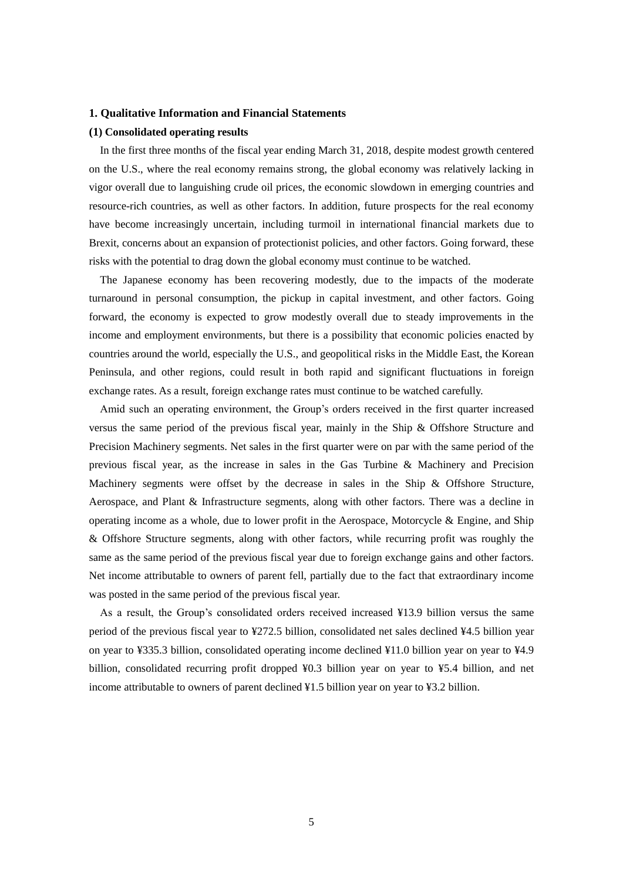**1. Qualitative Information and Financial Statements**

**(1) Consolidated operating results**

In the first three months of the fiscal year ending March 31, 2018, despite modest growth centered on the U.S., where the real economy remains strong, the global economy was relatively lacking in vigor overall due to languishing crude oil prices, the economic slowdown in emerging countries and resource-rich countries, as well as other factors. In addition, future prospects for the real economy have become increasingly uncertain, including turmoil in international financial markets due to Brexit, concerns about an expansion of protectionist policies, and other factors. Going forward, these risks with the potential to drag down the global economy must continue to be watched.

The Japanese economy has been recovering modestly, due to the impacts of the moderate turnaround in personal consumption, the pickup in capital investment, and other factors. Going forward, the economy is expected to grow modestly overall due to steady improvements in the income and employment environments, but there is a possibility that economic policies enacted by countries around the world, especially the U.S., and geopolitical risks in the Middle East, the Korean Peninsula, and other regions, could result in both rapid and significant fluctuations in foreign exchange rates. As a result, foreign exchange rates must continue to be watched carefully.

Amid such an operating environment, the Group's orders received in the first quarter increased versus the same period of the previous fiscal year, mainly in the Ship & Offshore Structure and Precision Machinery segments. Net sales in the first quarter were on par with the same period of the previous fiscal year, as the increase in sales in the Gas Turbine & Machinery and Precision Machinery segments were offset by the decrease in sales in the Ship & Offshore Structure, Aerospace, and Plant & Infrastructure segments, along with other factors. There was a decline in operating income as a whole, due to lower profit in the Aerospace, Motorcycle & Engine, and Ship & Offshore Structure segments, along with other factors, while recurring profit was roughly the same as the same period of the previous fiscal year due to foreign exchange gains and other factors. Net income attributable to owners of parent fell, partially due to the fact that extraordinary income was posted in the same period of the previous fiscal year.

As a result, the Group's consolidated orders received increased ¥13.9 billion versus the same period of the previous fiscal year to ¥272.5 billion, consolidated net sales declined ¥4.5 billion year on year to ¥335.3 billion, consolidated operating income declined ¥11.0 billion year on year to ¥4.9 billion, consolidated recurring profit dropped ¥0.3 billion year on year to ¥5.4 billion, and net income attributable to owners of parent declined ¥1.5 billion year on year to ¥3.2 billion.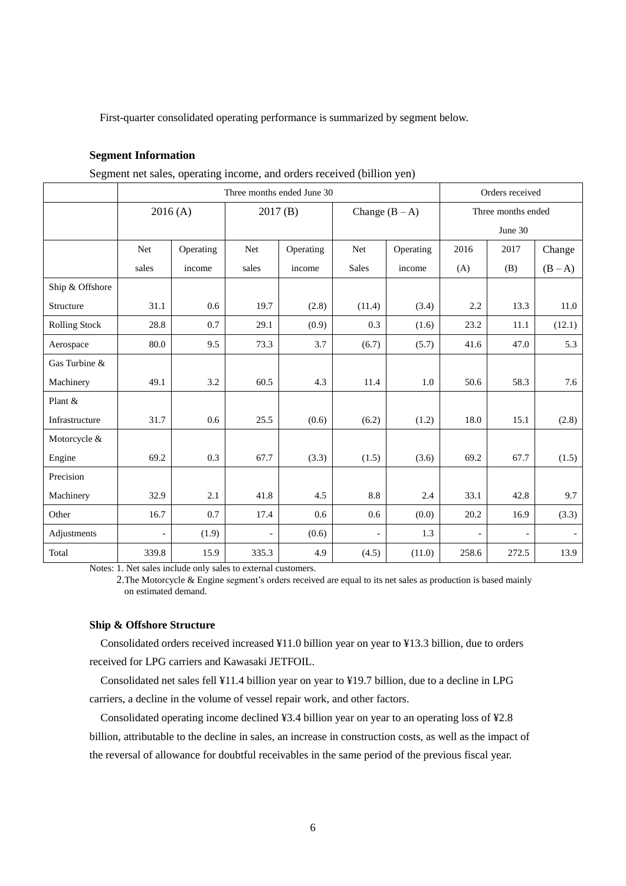First-quarter consolidated operating performance is summarized by segment below.

**Segment Information**

Segment net sales, operating income, and orders received (billion yen)

| | Three months ended June 30 | | | | | | Orders received | | |
|---|---|---|---|---|---|---|---|---|---|
| | 2016 (A) | | 2017 (B) | | Change (B – A) | | Three months ended June 30 | | |
| | Net sales | Operating income | Net sales | Operating income | Net Sales | Operating income | 2016 (A) | 2017 (B) | Change (B – A) |
| Ship & Offshore Structure | 31.1 | 0.6 | 19.7 | (2.8) | (11.4) | (3.4) | 2.2 | 13.3 | 11.0 |
| Rolling Stock | 28.8 | 0.7 | 29.1 | (0.9) | 0.3 | (1.6) | 23.2 | 11.1 | (12.1) |
| Aerospace | 80.0 | 9.5 | 73.3 | 3.7 | (6.7) | (5.7) | 41.6 | 47.0 | 5.3 |
| Gas Turbine & Machinery | 49.1 | 3.2 | 60.5 | 4.3 | 11.4 | 1.0 | 50.6 | 58.3 | 7.6 |
| Plant & Infrastructure | 31.7 | 0.6 | 25.5 | (0.6) | (6.2) | (1.2) | 18.0 | 15.1 | (2.8) |
| Motorcycle & Engine | 69.2 | 0.3 | 67.7 | (3.3) | (1.5) | (3.6) | 69.2 | 67.7 | (1.5) |
| Precision Machinery | 32.9 | 2.1 | 41.8 | 4.5 | 8.8 | 2.4 | 33.1 | 42.8 | 9.7 |
| Other | 16.7 | 0.7 | 17.4 | 0.6 | 0.6 | (0.0) | 20.2 | 16.9 | (3.3) |
| Adjustments | - | (1.9) | - | (0.6) | - | 1.3 | - | - | - |
| Total | 339.8 | 15.9 | 335.3 | 4.9 | (4.5) | (11.0) | 258.6 | 272.5 | 13.9 |

Notes: 1. Net sales include only sales to external customers.

2. The Motorcycle & Engine segment's orders received are equal to its net sales as production is based mainly on estimated demand.

**Ship & Offshore Structure**

Consolidated orders received increased ¥11.0 billion year on year to ¥13.3 billion, due to orders received for LPG carriers and Kawasaki JETFOIL.

Consolidated net sales fell ¥11.4 billion year on year to ¥19.7 billion, due to a decline in LPG carriers, a decline in the volume of vessel repair work, and other factors.

Consolidated operating income declined ¥3.4 billion year on year to an operating loss of ¥2.8 billion, attributable to the decline in sales, an increase in construction costs, as well as the impact of the reversal of allowance for doubtful receivables in the same period of the previous fiscal year.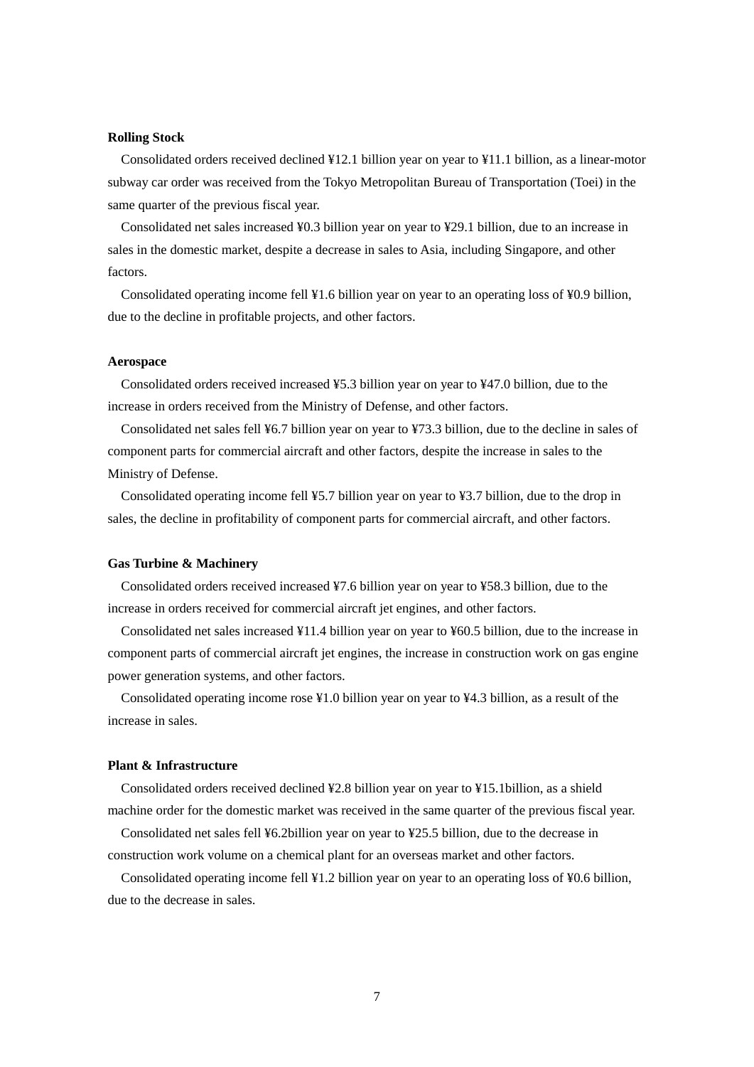**Rolling Stock**

Consolidated orders received declined ¥12.1 billion year on year to ¥11.1 billion, as a linear-motor subway car order was received from the Tokyo Metropolitan Bureau of Transportation (Toei) in the same quarter of the previous fiscal year.

Consolidated net sales increased ¥0.3 billion year on year to ¥29.1 billion, due to an increase in sales in the domestic market, despite a decrease in sales to Asia, including Singapore, and other factors.

Consolidated operating income fell ¥1.6 billion year on year to an operating loss of ¥0.9 billion, due to the decline in profitable projects, and other factors.

**Aerospace**

Consolidated orders received increased ¥5.3 billion year on year to ¥47.0 billion, due to the increase in orders received from the Ministry of Defense, and other factors.

Consolidated net sales fell ¥6.7 billion year on year to ¥73.3 billion, due to the decline in sales of component parts for commercial aircraft and other factors, despite the increase in sales to the Ministry of Defense.

Consolidated operating income fell ¥5.7 billion year on year to ¥3.7 billion, due to the drop in sales, the decline in profitability of component parts for commercial aircraft, and other factors.

**Gas Turbine & Machinery**

Consolidated orders received increased ¥7.6 billion year on year to ¥58.3 billion, due to the increase in orders received for commercial aircraft jet engines, and other factors.

Consolidated net sales increased ¥11.4 billion year on year to ¥60.5 billion, due to the increase in component parts of commercial aircraft jet engines, the increase in construction work on gas engine power generation systems, and other factors.

Consolidated operating income rose ¥1.0 billion year on year to ¥4.3 billion, as a result of the increase in sales.

**Plant & Infrastructure**

Consolidated orders received declined ¥2.8 billion year on year to ¥15.1billion, as a shield machine order for the domestic market was received in the same quarter of the previous fiscal year.

Consolidated net sales fell ¥6.2billion year on year to ¥25.5 billion, due to the decrease in construction work volume on a chemical plant for an overseas market and other factors.

Consolidated operating income fell ¥1.2 billion year on year to an operating loss of ¥0.6 billion, due to the decrease in sales.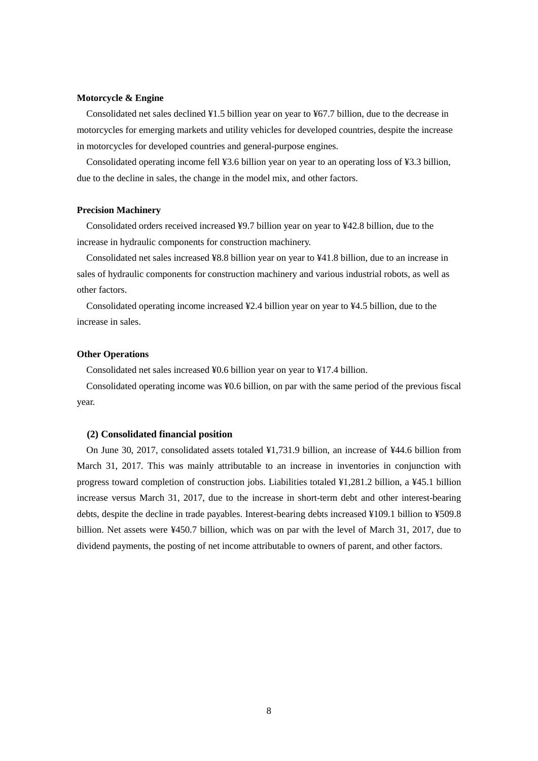**Motorcycle & Engine**

Consolidated net sales declined ¥1.5 billion year on year to ¥67.7 billion, due to the decrease in motorcycles for emerging markets and utility vehicles for developed countries, despite the increase in motorcycles for developed countries and general-purpose engines.

Consolidated operating income fell ¥3.6 billion year on year to an operating loss of ¥3.3 billion, due to the decline in sales, the change in the model mix, and other factors.

**Precision Machinery**

Consolidated orders received increased ¥9.7 billion year on year to ¥42.8 billion, due to the increase in hydraulic components for construction machinery.

Consolidated net sales increased ¥8.8 billion year on year to ¥41.8 billion, due to an increase in sales of hydraulic components for construction machinery and various industrial robots, as well as other factors.

Consolidated operating income increased ¥2.4 billion year on year to ¥4.5 billion, due to the increase in sales.

**Other Operations**

Consolidated net sales increased ¥0.6 billion year on year to ¥17.4 billion.

Consolidated operating income was ¥0.6 billion, on par with the same period of the previous fiscal year.

**(2) Consolidated financial position**

On June 30, 2017, consolidated assets totaled ¥1,731.9 billion, an increase of ¥44.6 billion from March 31, 2017. This was mainly attributable to an increase in inventories in conjunction with progress toward completion of construction jobs. Liabilities totaled ¥1,281.2 billion, a ¥45.1 billion increase versus March 31, 2017, due to the increase in short-term debt and other interest-bearing debts, despite the decline in trade payables. Interest-bearing debts increased ¥109.1 billion to ¥509.8 billion. Net assets were ¥450.7 billion, which was on par with the level of March 31, 2017, due to dividend payments, the posting of net income attributable to owners of parent, and other factors.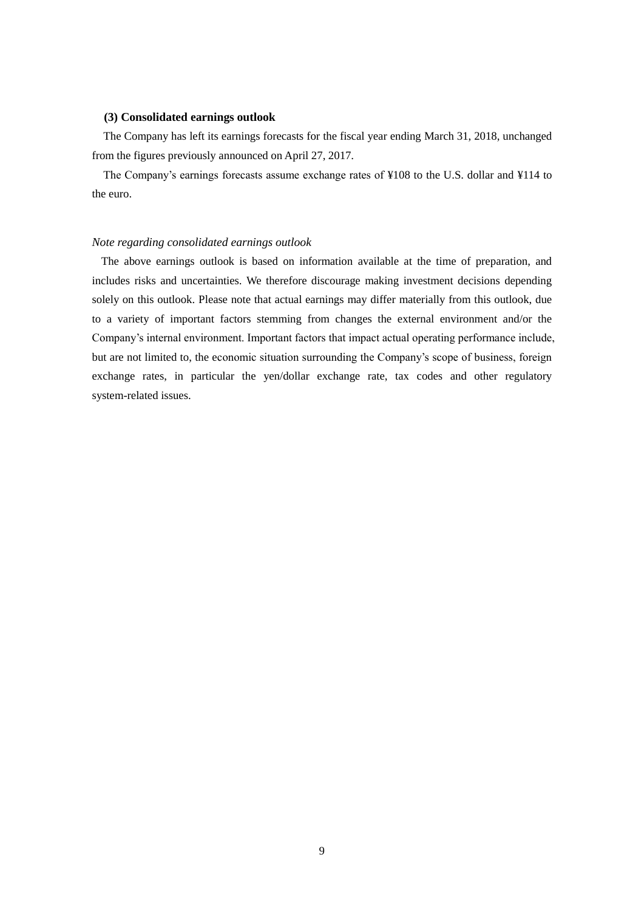### (3) Consolidated earnings outlook

The Company has left its earnings forecasts for the fiscal year ending March 31, 2018, unchanged from the figures previously announced on April 27, 2017.

The Company's earnings forecasts assume exchange rates of ¥108 to the U.S. dollar and ¥114 to the euro.

*Note regarding consolidated earnings outlook*

The above earnings outlook is based on information available at the time of preparation, and includes risks and uncertainties. We therefore discourage making investment decisions depending solely on this outlook. Please note that actual earnings may differ materially from this outlook, due to a variety of important factors stemming from changes the external environment and/or the Company's internal environment. Important factors that impact actual operating performance include, but are not limited to, the economic situation surrounding the Company's scope of business, foreign exchange rates, in particular the yen/dollar exchange rate, tax codes and other regulatory system-related issues.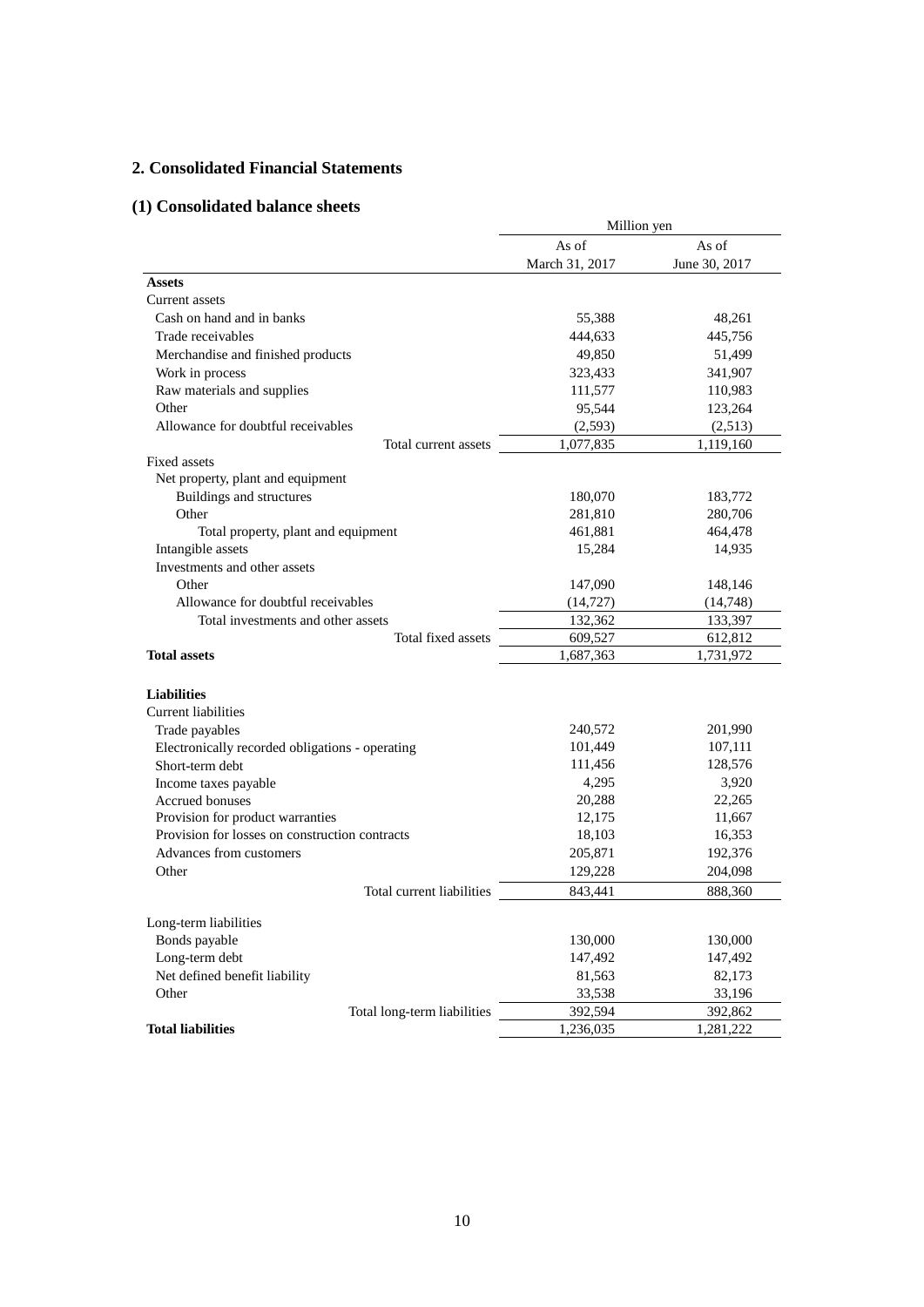## 2. Consolidated Financial Statements

### (1) Consolidated balance sheets

| | Million yen | |
|---|---|---|
| | As of March 31, 2017 | As of June 30, 2017 |
| **Assets** | | |
| Current assets | | |
| Cash on hand and in banks | 55,388 | 48,261 |
| Trade receivables | 444,633 | 445,756 |
| Merchandise and finished products | 49,850 | 51,499 |
| Work in process | 323,433 | 341,907 |
| Raw materials and supplies | 111,577 | 110,983 |
| Other | 95,544 | 123,264 |
| Allowance for doubtful receivables | (2,593) | (2,513) |
| Total current assets | 1,077,835 | 1,119,160 |
| Fixed assets | | |
| Net property, plant and equipment | | |
| Buildings and structures | 180,070 | 183,772 |
| Other | 281,810 | 280,706 |
| Total property, plant and equipment | 461,881 | 464,478 |
| Intangible assets | 15,284 | 14,935 |
| Investments and other assets | | |
| Other | 147,090 | 148,146 |
| Allowance for doubtful receivables | (14,727) | (14,748) |
| Total investments and other assets | 132,362 | 133,397 |
| Total fixed assets | 609,527 | 612,812 |
| **Total assets** | 1,687,363 | 1,731,972 |
| | | |
| **Liabilities** | | |
| Current liabilities | | |
| Trade payables | 240,572 | 201,990 |
| Electronically recorded obligations - operating | 101,449 | 107,111 |
| Short-term debt | 111,456 | 128,576 |
| Income taxes payable | 4,295 | 3,920 |
| Accrued bonuses | 20,288 | 22,265 |
| Provision for product warranties | 12,175 | 11,667 |
| Provision for losses on construction contracts | 18,103 | 16,353 |
| Advances from customers | 205,871 | 192,376 |
| Other | 129,228 | 204,098 |
| Total current liabilities | 843,441 | 888,360 |
| | | |
| Long-term liabilities | | |
| Bonds payable | 130,000 | 130,000 |
| Long-term debt | 147,492 | 147,492 |
| Net defined benefit liability | 81,563 | 82,173 |
| Other | 33,538 | 33,196 |
| Total long-term liabilities | 392,594 | 392,862 |
| **Total liabilities** | 1,236,035 | 1,281,222 |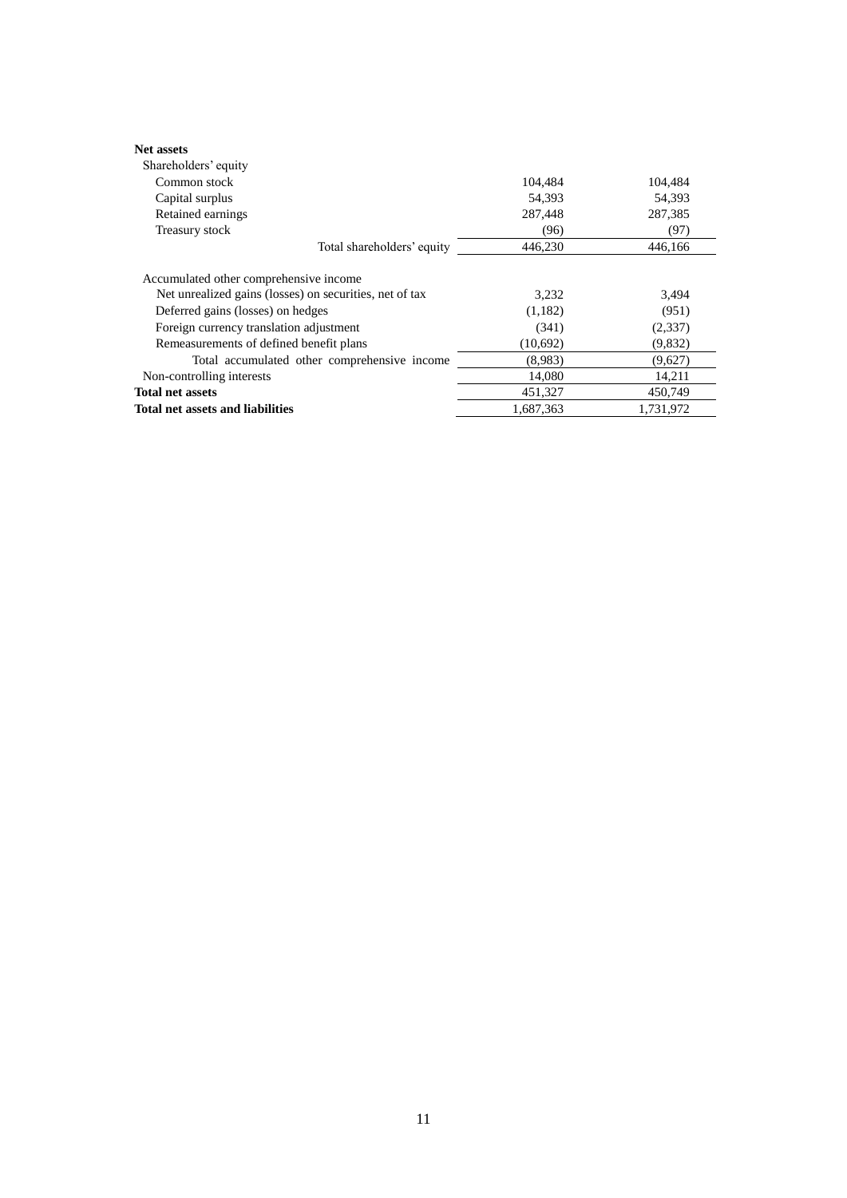| | | |
|---|---|---|
| **Net assets** | | |
| Shareholders' equity | | |
| Common stock | 104,484 | 104,484 |
| Capital surplus | 54,393 | 54,393 |
| Retained earnings | 287,448 | 287,385 |
| Treasury stock | (96) | (97) |
| Total shareholders' equity | 446,230 | 446,166 |
| Accumulated other comprehensive income | | |
| Net unrealized gains (losses) on securities, net of tax | 3,232 | 3,494 |
| Deferred gains (losses) on hedges | (1,182) | (951) |
| Foreign currency translation adjustment | (341) | (2,337) |
| Remeasurements of defined benefit plans | (10,692) | (9,832) |
| Total accumulated other comprehensive income | (8,983) | (9,627) |
| Non-controlling interests | 14,080 | 14,211 |
| **Total net assets** | 451,327 | 450,749 |
| **Total net assets and liabilities** | 1,687,363 | 1,731,972 |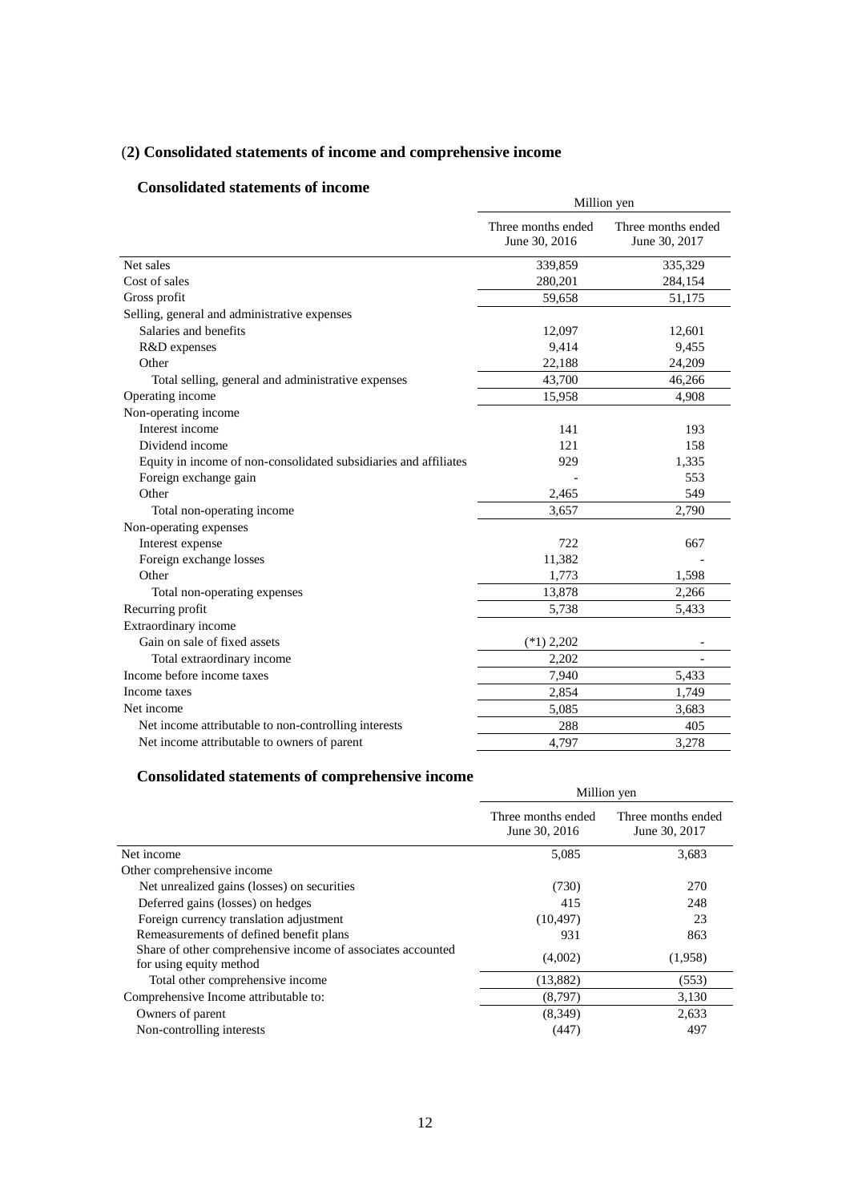## (2) Consolidated statements of income and comprehensive income

### Consolidated statements of income

| | Million yen | |
|---|---|---|
| | Three months ended June 30, 2016 | Three months ended June 30, 2017 |
| Net sales | 339,859 | 335,329 |
| Cost of sales | 280,201 | 284,154 |
| Gross profit | 59,658 | 51,175 |
| Selling, general and administrative expenses | | |
| Salaries and benefits | 12,097 | 12,601 |
| R&D expenses | 9,414 | 9,455 |
| Other | 22,188 | 24,209 |
| Total selling, general and administrative expenses | 43,700 | 46,266 |
| Operating income | 15,958 | 4,908 |
| Non-operating income | | |
| Interest income | 141 | 193 |
| Dividend income | 121 | 158 |
| Equity in income of non-consolidated subsidiaries and affiliates | 929 | 1,335 |
| Foreign exchange gain | - | 553 |
| Other | 2,465 | 549 |
| Total non-operating income | 3,657 | 2,790 |
| Non-operating expenses | | |
| Interest expense | 722 | 667 |
| Foreign exchange losses | 11,382 | - |
| Other | 1,773 | 1,598 |
| Total non-operating expenses | 13,878 | 2,266 |
| Recurring profit | 5,738 | 5,433 |
| Extraordinary income | | |
| Gain on sale of fixed assets | (*1) 2,202 | - |
| Total extraordinary income | 2,202 | - |
| Income before income taxes | 7,940 | 5,433 |
| Income taxes | 2,854 | 1,749 |
| Net income | 5,085 | 3,683 |
| Net income attributable to non-controlling interests | 288 | 405 |
| Net income attributable to owners of parent | 4,797 | 3,278 |

### Consolidated statements of comprehensive income

| | Million yen | |
|---|---|---|
| | Three months ended June 30, 2016 | Three months ended June 30, 2017 |
| Net income | 5,085 | 3,683 |
| Other comprehensive income | | |
| Net unrealized gains (losses) on securities | (730) | 270 |
| Deferred gains (losses) on hedges | 415 | 248 |
| Foreign currency translation adjustment | (10,497) | 23 |
| Remeasurements of defined benefit plans | 931 | 863 |
| Share of other comprehensive income of associates accounted for using equity method | (4,002) | (1,958) |
| Total other comprehensive income | (13,882) | (553) |
| Comprehensive Income attributable to: | (8,797) | 3,130 |
| Owners of parent | (8,349) | 2,633 |
| Non-controlling interests | (447) | 497 |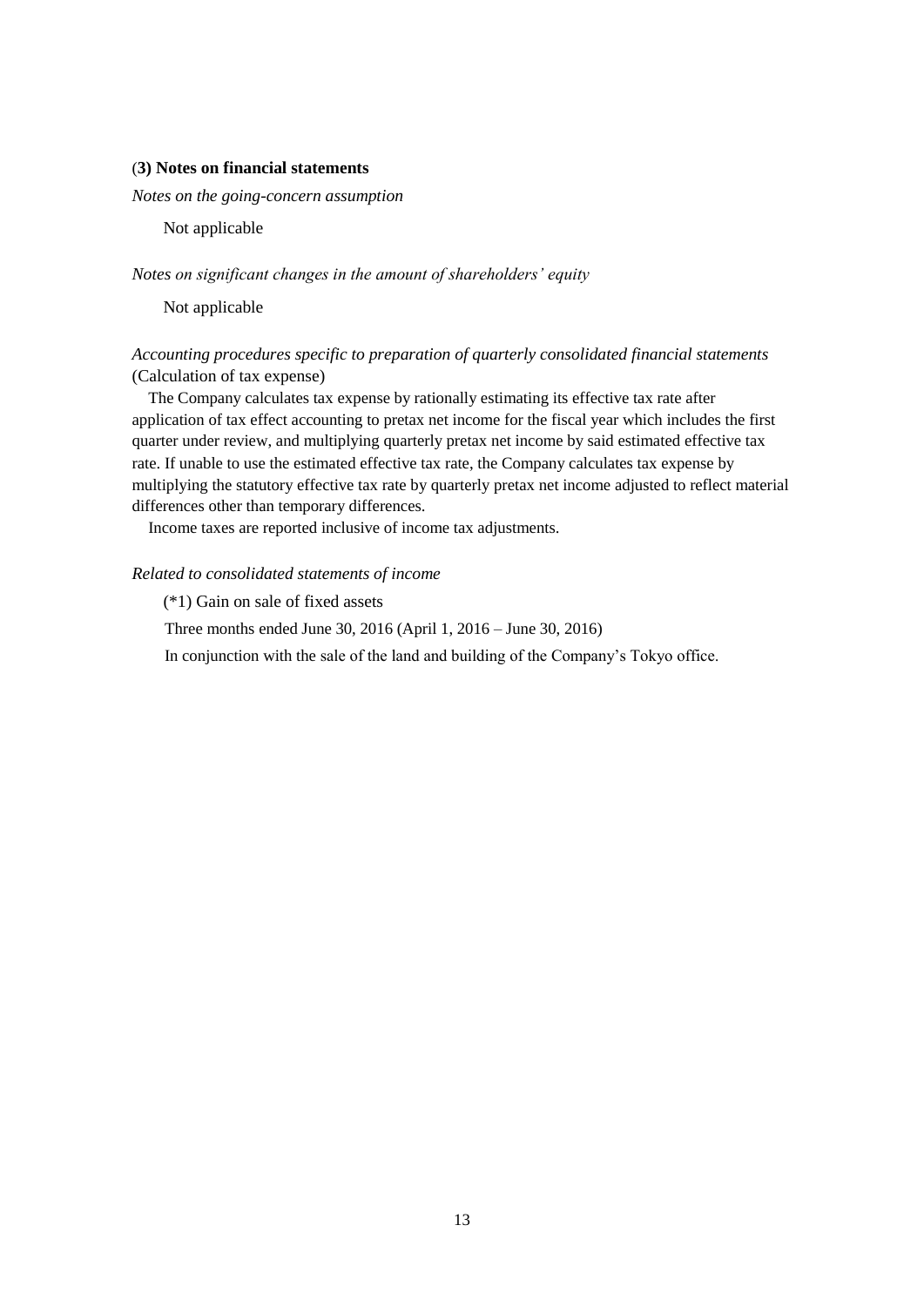### (3) Notes on financial statements

*Notes on the going-concern assumption*

Not applicable

*Notes on significant changes in the amount of shareholders' equity*

Not applicable

*Accounting procedures specific to preparation of quarterly consolidated financial statements*
(Calculation of tax expense)

The Company calculates tax expense by rationally estimating its effective tax rate after application of tax effect accounting to pretax net income for the fiscal year which includes the first quarter under review, and multiplying quarterly pretax net income by said estimated effective tax rate. If unable to use the estimated effective tax rate, the Company calculates tax expense by multiplying the statutory effective tax rate by quarterly pretax net income adjusted to reflect material differences other than temporary differences.

Income taxes are reported inclusive of income tax adjustments.

*Related to consolidated statements of income*

(*1) Gain on sale of fixed assets

Three months ended June 30, 2016 (April 1, 2016 – June 30, 2016)

In conjunction with the sale of the land and building of the Company's Tokyo office.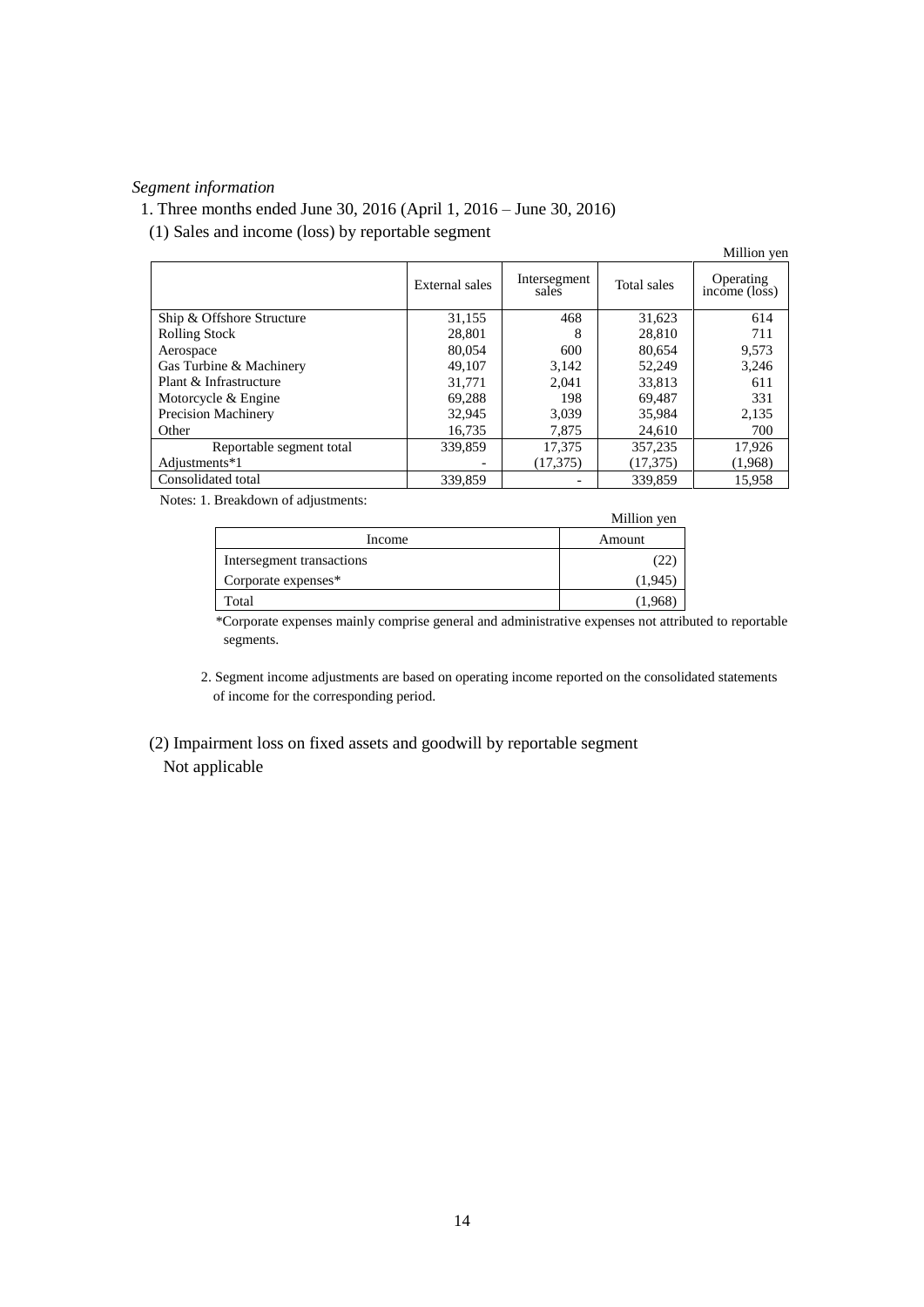*Segment information*

1. Three months ended June 30, 2016 (April 1, 2016 – June 30, 2016)

(1) Sales and income (loss) by reportable segment

Million yen

| | External sales | Intersegment sales | Total sales | Operating income (loss) |
|---|---|---|---|---|
| Ship & Offshore Structure | 31,155 | 468 | 31,623 | 614 |
| Rolling Stock | 28,801 | 8 | 28,810 | 711 |
| Aerospace | 80,054 | 600 | 80,654 | 9,573 |
| Gas Turbine & Machinery | 49,107 | 3,142 | 52,249 | 3,246 |
| Plant & Infrastructure | 31,771 | 2,041 | 33,813 | 611 |
| Motorcycle & Engine | 69,288 | 198 | 69,487 | 331 |
| Precision Machinery | 32,945 | 3,039 | 35,984 | 2,135 |
| Other | 16,735 | 7,875 | 24,610 | 700 |
| Reportable segment total | 339,859 | 17,375 | 357,235 | 17,926 |
| Adjustments*1 | - | (17,375) | (17,375) | (1,968) |
| Consolidated total | 339,859 | - | 339,859 | 15,958 |

Notes: 1. Breakdown of adjustments:

Million yen

| Income | Amount |
|---|---|
| Intersegment transactions | (22) |
| Corporate expenses* | (1,945) |
| Total | (1,968) |

*Corporate expenses mainly comprise general and administrative expenses not attributed to reportable segments.

2. Segment income adjustments are based on operating income reported on the consolidated statements of income for the corresponding period.

(2) Impairment loss on fixed assets and goodwill by reportable segment

Not applicable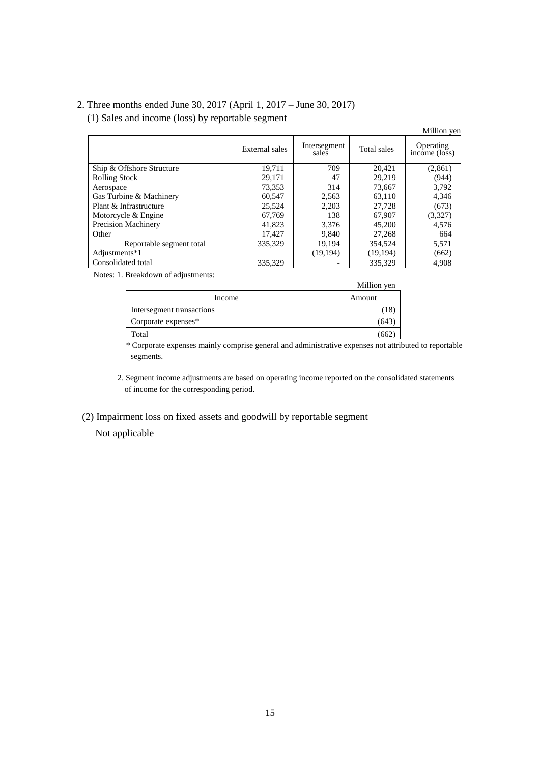2. Three months ended June 30, 2017 (April 1, 2017 – June 30, 2017)

(1) Sales and income (loss) by reportable segment

Million yen

| | External sales | Intersegment sales | Total sales | Operating income (loss) |
|---|---|---|---|---|
| Ship & Offshore Structure | 19,711 | 709 | 20,421 | (2,861) |
| Rolling Stock | 29,171 | 47 | 29,219 | (944) |
| Aerospace | 73,353 | 314 | 73,667 | 3,792 |
| Gas Turbine & Machinery | 60,547 | 2,563 | 63,110 | 4,346 |
| Plant & Infrastructure | 25,524 | 2,203 | 27,728 | (673) |
| Motorcycle & Engine | 67,769 | 138 | 67,907 | (3,327) |
| Precision Machinery | 41,823 | 3,376 | 45,200 | 4,576 |
| Other | 17,427 | 9,840 | 27,268 | 664 |
| Reportable segment total | 335,329 | 19,194 | 354,524 | 5,571 |
| Adjustments*1 | | (19,194) | (19,194) | (662) |
| Consolidated total | 335,329 | - | 335,329 | 4,908 |

Notes: 1. Breakdown of adjustments:

Million yen

| Income | Amount |
|---|---|
| Intersegment transactions | (18) |
| Corporate expenses* | (643) |
| Total | (662) |

\* Corporate expenses mainly comprise general and administrative expenses not attributed to reportable segments.

2. Segment income adjustments are based on operating income reported on the consolidated statements of income for the corresponding period.

(2) Impairment loss on fixed assets and goodwill by reportable segment

Not applicable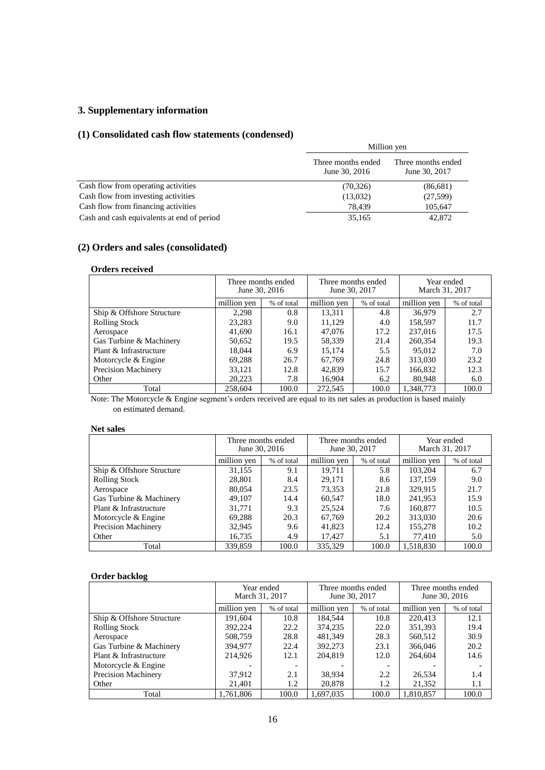## 3. Supplementary information

### (1) Consolidated cash flow statements (condensed)

| | Million yen | |
|---|---|---|
| | Three months ended June 30, 2016 | Three months ended June 30, 2017 |
| Cash flow from operating activities | (70,326) | (86,681) |
| Cash flow from investing activities | (13,032) | (27,599) |
| Cash flow from financing activities | 78,439 | 105,647 |
| Cash and cash equivalents at end of period | 35,165 | 42,872 |

### (2) Orders and sales (consolidated)

**Orders received**

| | Three months ended June 30, 2016 | | Three months ended June 30, 2017 | | Year ended March 31, 2017 | |
|---|---|---|---|---|---|---|
| | million yen | % of total | million yen | % of total | million yen | % of total |
| Ship & Offshore Structure | 2,298 | 0.8 | 13,311 | 4.8 | 36,979 | 2.7 |
| Rolling Stock | 23,283 | 9.0 | 11,129 | 4.0 | 158,597 | 11.7 |
| Aerospace | 41,690 | 16.1 | 47,076 | 17.2 | 237,016 | 17.5 |
| Gas Turbine & Machinery | 50,652 | 19.5 | 58,339 | 21.4 | 260,354 | 19.3 |
| Plant & Infrastructure | 18,044 | 6.9 | 15,174 | 5.5 | 95,012 | 7.0 |
| Motorcycle & Engine | 69,288 | 26.7 | 67,769 | 24.8 | 313,030 | 23.2 |
| Precision Machinery | 33,121 | 12.8 | 42,839 | 15.7 | 166,832 | 12.3 |
| Other | 20,223 | 7.8 | 16,904 | 6.2 | 80,948 | 6.0 |
| Total | 258,604 | 100.0 | 272,545 | 100.0 | 1,348,773 | 100.0 |

Note: The Motorcycle & Engine segment's orders received are equal to its net sales as production is based mainly on estimated demand.

**Net sales**

| | Three months ended June 30, 2016 | | Three months ended June 30, 2017 | | Year ended March 31, 2017 | |
|---|---|---|---|---|---|---|
| | million yen | % of total | million yen | % of total | million yen | % of total |
| Ship & Offshore Structure | 31,155 | 9.1 | 19,711 | 5.8 | 103,204 | 6.7 |
| Rolling Stock | 28,801 | 8.4 | 29,171 | 8.6 | 137,159 | 9.0 |
| Aerospace | 80,054 | 23.5 | 73,353 | 21.8 | 329,915 | 21.7 |
| Gas Turbine & Machinery | 49,107 | 14.4 | 60,547 | 18.0 | 241,953 | 15.9 |
| Plant & Infrastructure | 31,771 | 9.3 | 25,524 | 7.6 | 160,877 | 10.5 |
| Motorcycle & Engine | 69,288 | 20.3 | 67,769 | 20.2 | 313,030 | 20.6 |
| Precision Machinery | 32,945 | 9.6 | 41,823 | 12.4 | 155,278 | 10.2 |
| Other | 16,735 | 4.9 | 17,427 | 5.1 | 77,410 | 5.0 |
| Total | 339,859 | 100.0 | 335,329 | 100.0 | 1,518,830 | 100.0 |

**Order backlog**

| | Year ended March 31, 2017 | | Three months ended June 30, 2017 | | Three months ended June 30, 2016 | |
|---|---|---|---|---|---|---|
| | million yen | % of total | million yen | % of total | million yen | % of total |
| Ship & Offshore Structure | 191,604 | 10.8 | 184,544 | 10.8 | 220,413 | 12.1 |
| Rolling Stock | 392,224 | 22.2 | 374,235 | 22.0 | 351,393 | 19.4 |
| Aerospace | 508,759 | 28.8 | 481,349 | 28.3 | 560,512 | 30.9 |
| Gas Turbine & Machinery | 394,977 | 22.4 | 392,273 | 23.1 | 366,046 | 20.2 |
| Plant & Infrastructure | 214,926 | 12.1 | 204,819 | 12.0 | 264,604 | 14.6 |
| Motorcycle & Engine | - | - | - | - | - | - |
| Precision Machinery | 37,912 | 2.1 | 38,934 | 2.2 | 26,534 | 1.4 |
| Other | 21,401 | 1.2 | 20,878 | 1.2 | 21,352 | 1.1 |
| Total | 1,761,806 | 100.0 | 1,697,035 | 100.0 | 1,810,857 | 100.0 |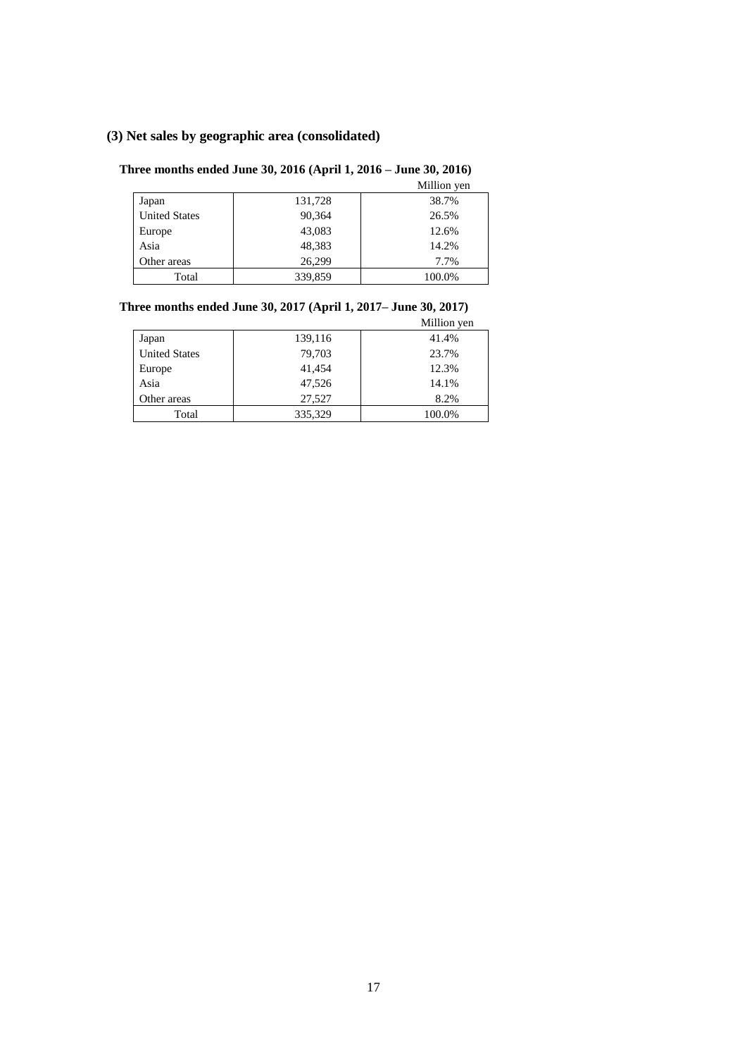### (3) Net sales by geographic area (consolidated)

**Three months ended June 30, 2016 (April 1, 2016 – June 30, 2016)**

Million yen

| | | |
|---|---|---|
| Japan | 131,728 | 38.7% |
| United States | 90,364 | 26.5% |
| Europe | 43,083 | 12.6% |
| Asia | 48,383 | 14.2% |
| Other areas | 26,299 | 7.7% |
| Total | 339,859 | 100.0% |

**Three months ended June 30, 2017 (April 1, 2017– June 30, 2017)**

Million yen

| | | |
|---|---|---|
| Japan | 139,116 | 41.4% |
| United States | 79,703 | 23.7% |
| Europe | 41,454 | 12.3% |
| Asia | 47,526 | 14.1% |
| Other areas | 27,527 | 8.2% |
| Total | 335,329 | 100.0% |